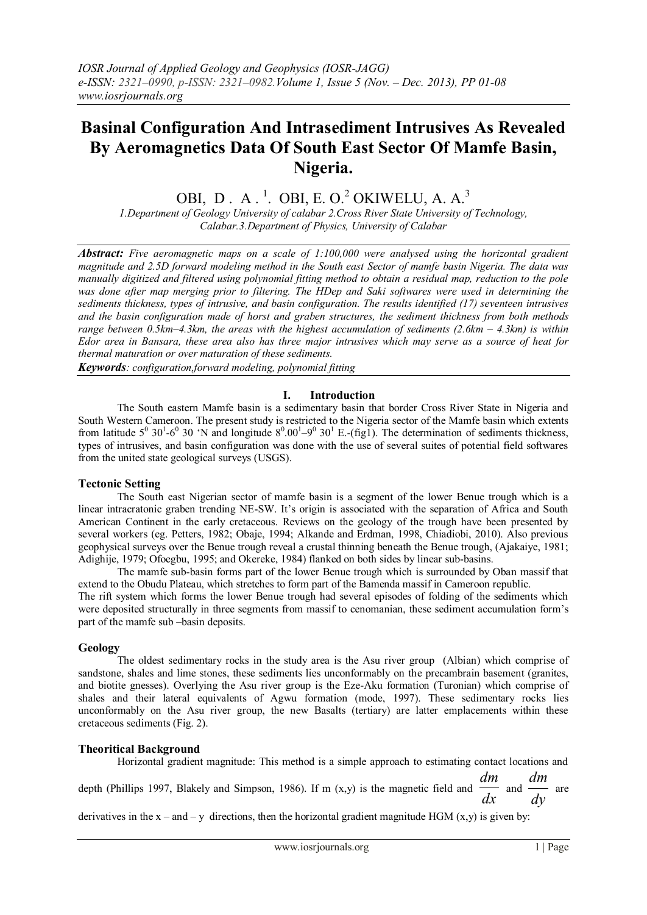# Basinal Configuration And Intrasediment Intrusives As Revealed By Aeromagnetics Data Of South East Sector Of Mamfe Basin, Nigeria.

OBI, D . A . [1]. OBI, E. O.[2] OKIWELU, A. A.[3]

*1.Department of Geology University of calabar 2.Cross River State University of Technology, Calabar.3.Department of Physics, University of Calabar*

***Abstract:*** *Five aeromagnetic maps on a scale of 1:100,000 were analysed using the horizontal gradient magnitude and 2.5D forward modeling method in the South east Sector of mamfe basin Nigeria. The data was manually digitized and filtered using polynomial fitting method to obtain a residual map, reduction to the pole was done after map merging prior to filtering. The HDep and Saki softwares were used in determining the sediments thickness, types of intrusive, and basin configuration. The results identified (17) seventeen intrusives and the basin configuration made of horst and graben structures, the sediment thickness from both methods range between 0.5km–4.3km, the areas with the highest accumulation of sediments (2.6km – 4.3km) is within Edor area in Bansara, these area also has three major intrusives which may serve as a source of heat for thermal maturation or over maturation of these sediments.*

***Keywords****: configuration,forward modeling, polynomial fitting*

## I. Introduction

The South eastern Mamfe basin is a sedimentary basin that border Cross River State in Nigeria and South Western Cameroon. The present study is restricted to the Nigeria sector of the Mamfe basin which extents from latitude $5^0\ 30^1$-$6^0$ 30 'N and longitude $8^0.00^1$–$9^0\ 30^1$ E.-(fig1). The determination of sediments thickness, types of intrusives, and basin configuration was done with the use of several suites of potential field softwares from the united state geological surveys (USGS).

### Tectonic Setting

The South east Nigerian sector of mamfe basin is a segment of the lower Benue trough which is a linear intracratonic graben trending NE-SW. It's origin is associated with the separation of Africa and South American Continent in the early cretaceous. Reviews on the geology of the trough have been presented by several workers (eg. Petters, 1982; Obaje, 1994; Alkande and Erdman, 1998, 2010, Chiadiobi, 2010). Also previous geophysical surveys over the Benue trough reveal a crustal thinning beneath the Benue trough, (Ajakaiye, 1981; Adighije, 1979; Ofoegbu, 1995; and Okereke, 1984) flanked on both sides by linear sub-basins.

The mamfe sub-basin forms part of the lower Benue trough which is surrounded by Oban massif that extend to the Obudu Plateau, which stretches to form part of the Bamenda massif in Cameroon republic.

The rift system which forms the lower Benue trough had several episodes of folding of the sediments which were deposited structurally in three segments from massif to cenomanian, these sediment accumulation form's part of the mamfe sub –basin deposits.

### Geology

The oldest sedimentary rocks in the study area is the Asu river group (Albian) which comprise of sandstone, shales and lime stones, these sediments lies unconformably on the precambrain basement (granites, and biotite gnesses). Overlying the Asu river group is the Eze-Aku formation (Turonian) which comprise of shales and their lateral equivalents of Agwu formation (mode, 1997). These sedimentary rocks lies unconformably on the Asu river group, the new Basalts (tertiary) are latter emplacements within these cretaceous sediments (Fig. 2).

### Theoritical Background

Horizontal gradient magnitude: This method is a simple approach to estimating contact locations and depth (Phillips 1997, Blakely and Simpson, 1986). If m (x,y) is the magnetic field and $\frac{dm}{dx}$ and $\frac{dm}{dy}$ are derivatives in the x – and – y directions, then the horizontal gradient magnitude HGM (x,y) is given by: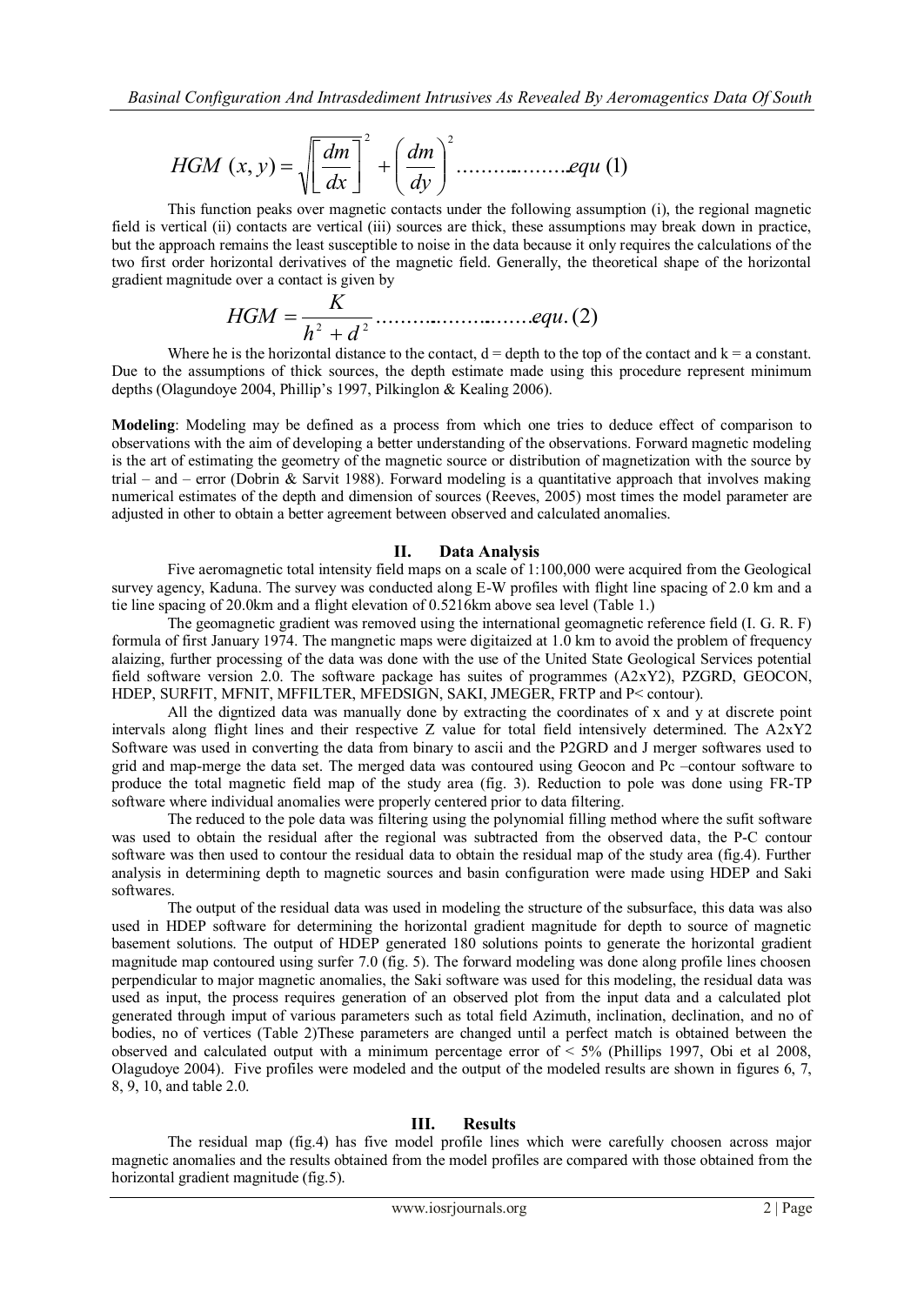$$HGM\ (x,y) = \sqrt{\left[\frac{dm}{dx}\right]^2 + \left(\frac{dm}{dy}\right)^2} \ldots\ldots\ldots\ldots\ldots\ldots equ\ (1)$$

This function peaks over magnetic contacts under the following assumption (i), the regional magnetic field is vertical (ii) contacts are vertical (iii) sources are thick, these assumptions may break down in practice, but the approach remains the least susceptible to noise in the data because it only requires the calculations of the two first order horizontal derivatives of the magnetic field. Generally, the theoretical shape of the horizontal gradient magnitude over a contact is given by

$$HGM = \frac{K}{h^2 + d^2} \ldots\ldots\ldots\ldots\ldots\ldots\ldots\ldots equ.\ (2)$$

Where he is the horizontal distance to the contact, d = depth to the top of the contact and k = a constant. Due to the assumptions of thick sources, the depth estimate made using this procedure represent minimum depths (Olagundoye 2004, Phillip's 1997, Pilkinglon & Kealing 2006).

**Modeling**: Modeling may be defined as a process from which one tries to deduce effect of comparison to observations with the aim of developing a better understanding of the observations. Forward magnetic modeling is the art of estimating the geometry of the magnetic source or distribution of magnetization with the source by trial – and – error (Dobrin & Sarvit 1988). Forward modeling is a quantitative approach that involves making numerical estimates of the depth and dimension of sources (Reeves, 2005) most times the model parameter are adjusted in other to obtain a better agreement between observed and calculated anomalies.

## II. Data Analysis

Five aeromagnetic total intensity field maps on a scale of 1:100,000 were acquired from the Geological survey agency, Kaduna. The survey was conducted along E-W profiles with flight line spacing of 2.0 km and a tie line spacing of 20.0km and a flight elevation of 0.5216km above sea level (Table 1.)

The geomagnetic gradient was removed using the international geomagnetic reference field (I. G. R. F) formula of first January 1974. The mangnetic maps were digitaized at 1.0 km to avoid the problem of frequency alaizing, further processing of the data was done with the use of the United State Geological Services potential field software version 2.0. The software package has suites of programmes (A2xY2), PZGRD, GEOCON, HDEP, SURFIT, MFNIT, MFFILTER, MFEDSIGN, SAKI, JMEGER, FRTP and P< contour).

All the digntized data was manually done by extracting the coordinates of x and y at discrete point intervals along flight lines and their respective Z value for total field intensively determined. The A2xY2 Software was used in converting the data from binary to ascii and the P2GRD and J merger softwares used to grid and map-merge the data set. The merged data was contoured using Geocon and Pc –contour software to produce the total magnetic field map of the study area (fig. 3). Reduction to pole was done using FR-TP software where individual anomalies were properly centered prior to data filtering.

The reduced to the pole data was filtering using the polynomial filling method where the sufit software was used to obtain the residual after the regional was subtracted from the observed data, the P-C contour software was then used to contour the residual data to obtain the residual map of the study area (fig.4). Further analysis in determining depth to magnetic sources and basin configuration were made using HDEP and Saki softwares.

The output of the residual data was used in modeling the structure of the subsurface, this data was also used in HDEP software for determining the horizontal gradient magnitude for depth to source of magnetic basement solutions. The output of HDEP generated 180 solutions points to generate the horizontal gradient magnitude map contoured using surfer 7.0 (fig. 5). The forward modeling was done along profile lines choosen perpendicular to major magnetic anomalies, the Saki software was used for this modeling, the residual data was used as input, the process requires generation of an observed plot from the input data and a calculated plot generated through imput of various parameters such as total field Azimuth, inclination, declination, and no of bodies, no of vertices (Table 2)These parameters are changed until a perfect match is obtained between the observed and calculated output with a minimum percentage error of < 5% (Phillips 1997, Obi et al 2008, Olagudoye 2004). Five profiles were modeled and the output of the modeled results are shown in figures 6, 7, 8, 9, 10, and table 2.0.

## III. Results

The residual map (fig.4) has five model profile lines which were carefully choosen across major magnetic anomalies and the results obtained from the model profiles are compared with those obtained from the horizontal gradient magnitude (fig.5).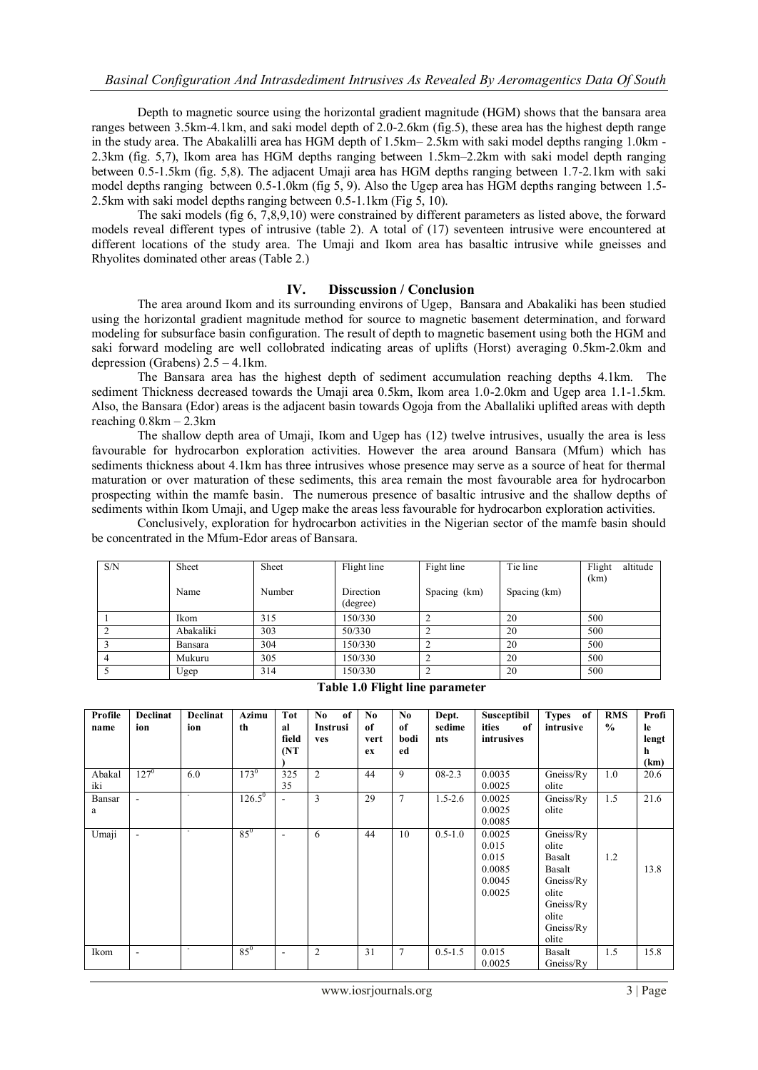Depth to magnetic source using the horizontal gradient magnitude (HGM) shows that the bansara area ranges between 3.5km-4.1km, and saki model depth of 2.0-2.6km (fig.5), these area has the highest depth range in the study area. The Abakalilli area has HGM depth of 1.5km– 2.5km with saki model depths ranging 1.0km - 2.3km (fig. 5,7), Ikom area has HGM depths ranging between 1.5km–2.2km with saki model depth ranging between 0.5-1.5km (fig. 5,8). The adjacent Umaji area has HGM depths ranging between 1.7-2.1km with saki model depths ranging between 0.5-1.0km (fig 5, 9). Also the Ugep area has HGM depths ranging between 1.5-2.5km with saki model depths ranging between 0.5-1.1km (Fig 5, 10).

The saki models (fig 6, 7,8,9,10) were constrained by different parameters as listed above, the forward models reveal different types of intrusive (table 2). A total of (17) seventeen intrusive were encountered at different locations of the study area. The Umaji and Ikom area has basaltic intrusive while gneisses and Rhyolites dominated other areas (Table 2.)

## IV. Disscussion / Conclusion

The area around Ikom and its surrounding environs of Ugep, Bansara and Abakaliki has been studied using the horizontal gradient magnitude method for source to magnetic basement determination, and forward modeling for subsurface basin configuration. The result of depth to magnetic basement using both the HGM and saki forward modeling are well collobrated indicating areas of uplifts (Horst) averaging 0.5km-2.0km and depression (Grabens) 2.5 – 4.1km.

The Bansara area has the highest depth of sediment accumulation reaching depths 4.1km. The sediment Thickness decreased towards the Umaji area 0.5km, Ikom area 1.0-2.0km and Ugep area 1.1-1.5km. Also, the Bansara (Edor) areas is the adjacent basin towards Ogoja from the Aballaliki uplifted areas with depth reaching 0.8km – 2.3km

The shallow depth area of Umaji, Ikom and Ugep has (12) twelve intrusives, usually the area is less favourable for hydrocarbon exploration activities. However the area around Bansara (Mfum) which has sediments thickness about 4.1km has three intrusives whose presence may serve as a source of heat for thermal maturation or over maturation of these sediments, this area remain the most favourable area for hydrocarbon prospecting within the mamfe basin. The numerous presence of basaltic intrusive and the shallow depths of sediments within Ikom Umaji, and Ugep make the areas less favourable for hydrocarbon exploration activities.

Conclusively, exploration for hydrocarbon activities in the Nigerian sector of the mamfe basin should be concentrated in the Mfum-Edor areas of Bansara.

| S/N | Sheet Name | Sheet Number | Flight line Direction (degree) | Fight line Spacing (km) | Tie line Spacing (km) | Flight altitude (km) |
|---|---|---|---|---|---|---|
| 1 | Ikom | 315 | 150/330 | 2 | 20 | 500 |
| 2 | Abakaliki | 303 | 50/330 | 2 | 20 | 500 |
| 3 | Bansara | 304 | 150/330 | 2 | 20 | 500 |
| 4 | Mukuru | 305 | 150/330 | 2 | 20 | 500 |
| 5 | Ugep | 314 | 150/330 | 2 | 20 | 500 |

**Table 1.0 Flight line parameter**

| Profile name | Declination | Declination | Azimuth | Total field (NT) | No of Instrusives | No of vertex | No of bodied | Dept. sediments | Susceptibilities of intrusives | Types of intrusive | RMS % | Profile length (km) |
|---|---|---|---|---|---|---|---|---|---|---|---|---|
| Abakaliki | $127^0$ | 6.0 | $173^0$ | 32535 | 2 | 44 | 9 | 08-2.3 | 0.0035<br>0.0025 | Gneiss/Ryolite | 1.0 | 20.6 |
| Bansara | - | - | $126.5^0$ | - | 3 | 29 | 7 | 1.5-2.6 | 0.0025<br>0.0025<br>0.0085 | Gneiss/Ryolite | 1.5 | 21.6 |
| Umaji | - | - | $85^0$ | - | 6 | 44 | 10 | 0.5-1.0 | 0.0025<br>0.015<br>0.015<br>0.0085<br>0.0045<br>0.0025 | Gneiss/Ryolite<br>Basalt<br>Basalt<br>Gneiss/Ryolite<br>Gneiss/Ryolite<br>Gneiss/Ryolite | 1.2 | 13.8 |
| Ikom | - | - | $85^0$ | - | 2 | 31 | 7 | 0.5-1.5 | 0.015<br>0.0025 | Basalt<br>Gneiss/Ry | 1.5 | 15.8 |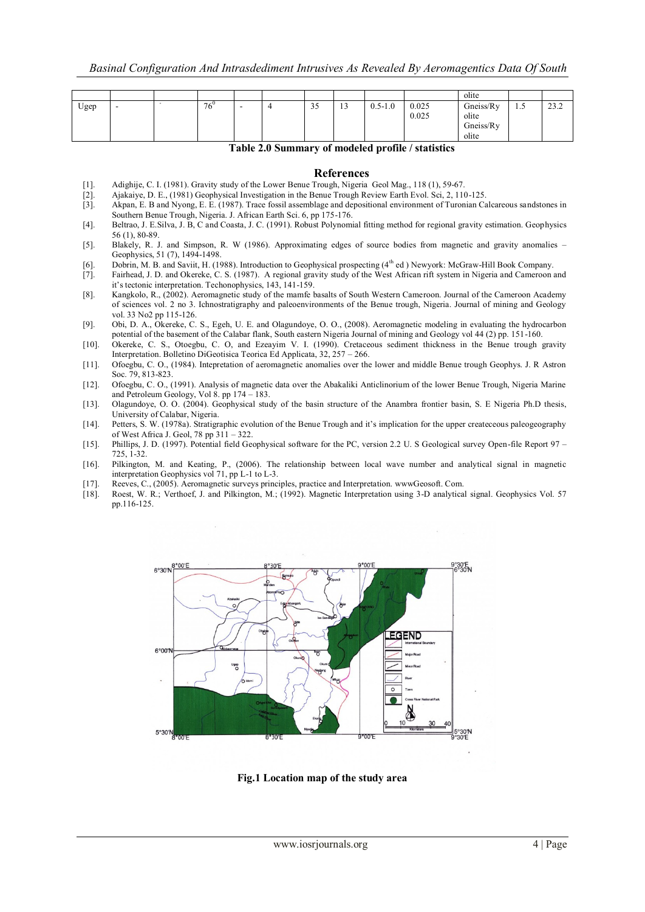| | | | | | | | | | | olite | | |
|---|---|---|---|---|---|---|---|---|---|---|---|---|
| Ugep | - | - | $76^0$ | - | 4 | 35 | 13 | 0.5-1.0 | 0.025 0.025 | Gneiss/Ryolite Gneiss/Ryolite | 1.5 | 23.2 |

**Table 2.0 Summary of modeled profile / statistics**

## References

[1]. Adighije, C. I. (1981). Gravity study of the Lower Benue Trough, Nigeria Geol Mag., 118 (1), 59-67.

[2]. Ajakaiye, D. E., (1981) Geophysical Investigation in the Benue Trough Review Earth Evol. Sci, 2, 110-125.

[3]. Akpan, E. B and Nyong, E. E. (1987). Trace fossil assemblage and depositional environment of Turonian Calcareous sandstones in Southern Benue Trough, Nigeria. J. African Earth Sci. 6, pp 175-176.

[4]. Beltrao, J. E.Silva, J. B, C and Coasta, J. C. (1991). Robust Polynomial fitting method for regional gravity estimation. Geophysics 56 (1), 80-89.

[5]. Blakely, R. J. and Simpson, R. W (1986). Approximating edges of source bodies from magnetic and gravity anomalies – Geophysics, 51 (7), 1494-1498.

[6]. Dobrin, M. B. and Saviit, H. (1988). Introduction to Geophysical prospecting (4th ed ) Newyork: McGraw-Hill Book Company.

[7]. Fairhead, J. D. and Okereke, C. S. (1987). A regional gravity study of the West African rift system in Nigeria and Cameroon and it's tectonic interpretation. Techonophysics, 143, 141-159.

[8]. Kangkolo, R., (2002). Aeromagnetic study of the mamfe basalts of South Western Cameroon. Journal of the Cameroon Academy of sciences vol. 2 no 3. Ichnostratigraphy and paleoenvironments of the Benue trough, Nigeria. Journal of mining and Geology vol. 33 No2 pp 115-126.

[9]. Obi, D. A., Okereke, C. S., Egeh, U. E. and Olagundoye, O. O., (2008). Aeromagnetic modeling in evaluating the hydrocarbon potential of the basement of the Calabar flank, South eastern Nigeria Journal of mining and Geology vol 44 (2) pp. 151-160.

[10]. Okereke, C. S., Otoegbu, C. O, and Ezeayim V. I. (1990). Cretaceous sediment thickness in the Benue trough gravity Interpretation. Bolletino DiGeotisica Teorica Ed Applicata, 32, 257 – 266.

[11]. Ofoegbu, C. O., (1984). Intepretation of aeromagnetic anomalies over the lower and middle Benue trough Geophys. J. R Astron Soc. 79, 813-823.

[12]. Ofoegbu, C. O., (1991). Analysis of magnetic data over the Abakaliki Anticlinorium of the lower Benue Trough, Nigeria Marine and Petroleum Geology, Vol 8. pp 174 – 183.

[13]. Olagundoye, O. O. (2004). Geophysical study of the basin structure of the Anambra frontier basin, S. E Nigeria Ph.D thesis, University of Calabar, Nigeria.

[14]. Petters, S. W. (1978a). Stratigraphic evolution of the Benue Trough and it's implication for the upper createceous paleogeography of West Africa J. Geol, 78 pp 311 – 322.

[15]. Phillips, J. D. (1997). Potential field Geophysical software for the PC, version 2.2 U. S Geological survey Open-file Report 97 – 725, 1-32.

[16]. Pilkington, M. and Keating, P., (2006). The relationship between local wave number and analytical signal in magnetic interpretation Geophysics vol 71, pp L-1 to L-3.

[17]. Reeves, C., (2005). Aeromagnetic surveys principles, practice and Interpretation. wwwGeosoft. Com.

[18]. Roest, W. R.; Verthoef, J. and Pilkington, M.; (1992). Magnetic Interpretation using 3-D analytical signal. Geophysics Vol. 57 pp.116-125.

**Fig.1 Location map of the study area**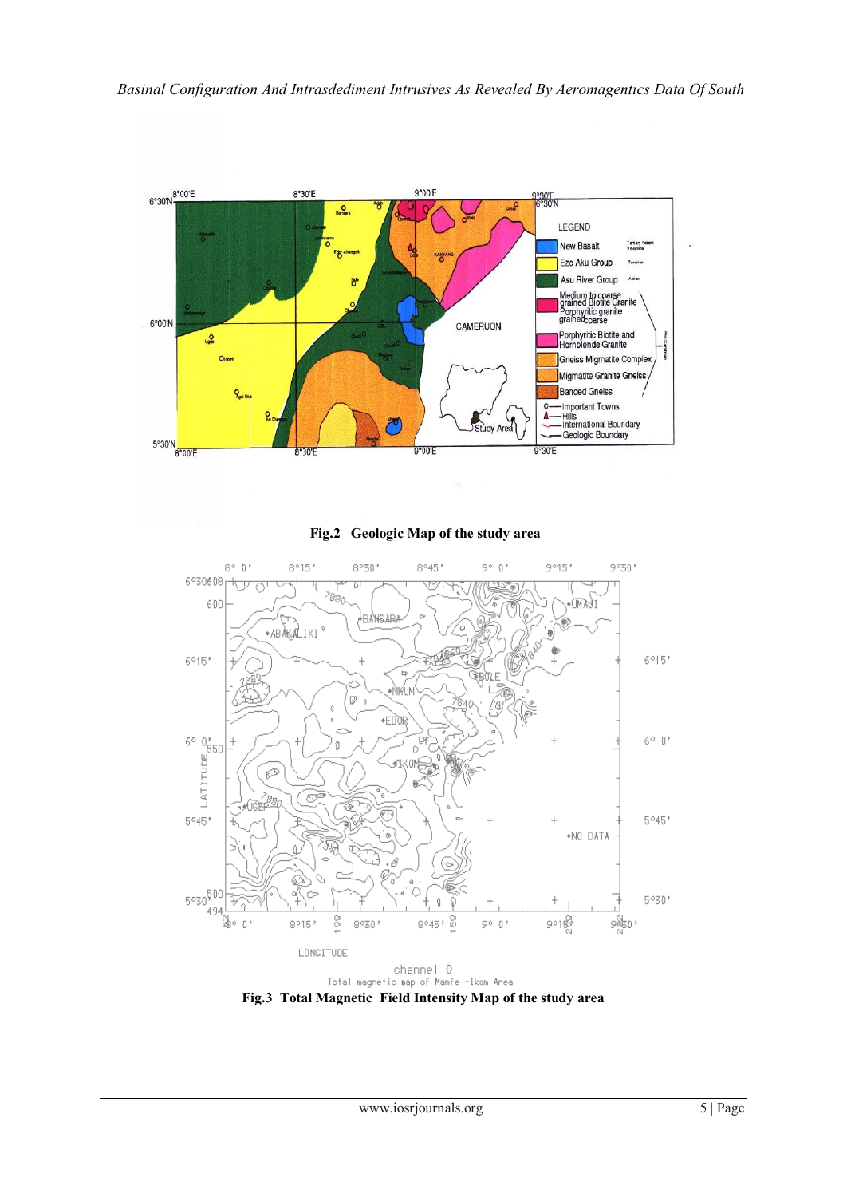Fig.2 Geologic Map of the study area

Fig.3 Total Magnetic Field Intensity Map of the study area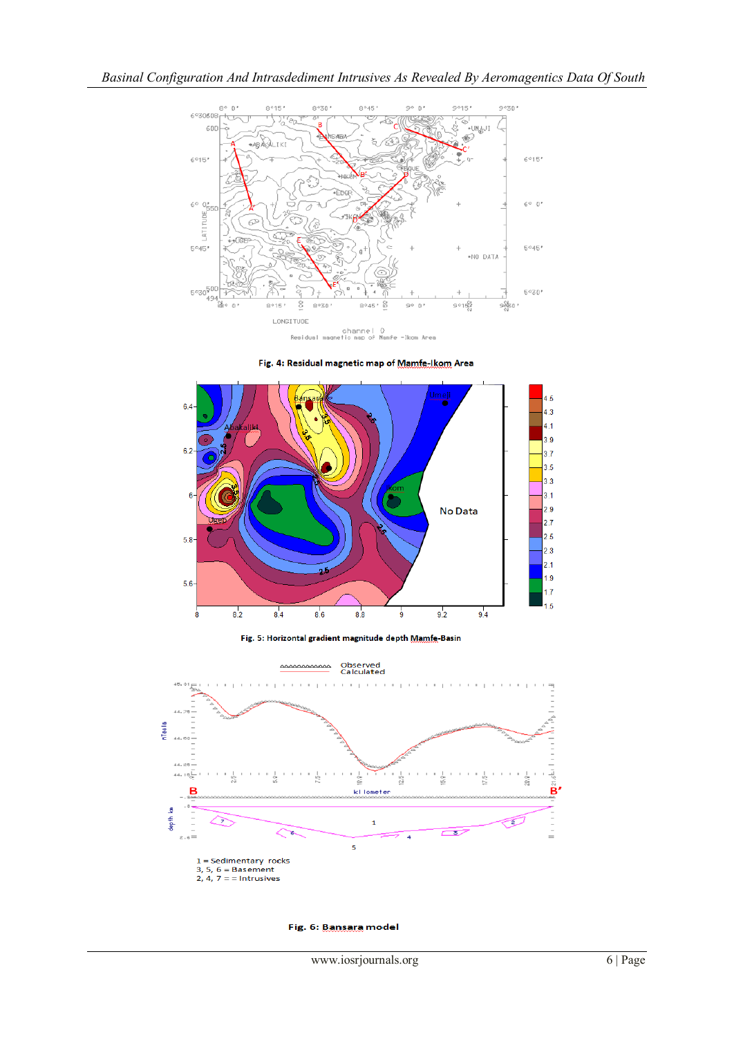Fig. 4: Residual magnetic map of Mamfe-Ikom Area

Fig. 5: Horizontal gradient magnitude depth Mamfe-Basin

1 = Sedimentary rocks
3, 5, 6 = Basement
2, 4, 7 = = Intrusives

Fig. 6: Bansara model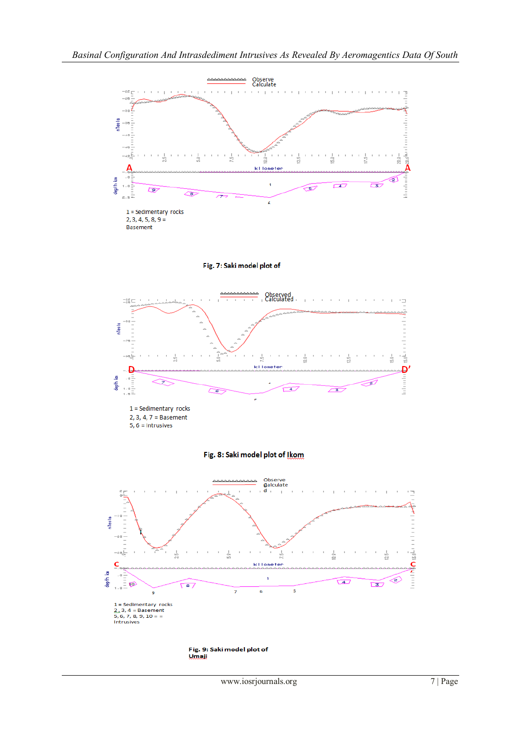1 = Sedimentary rocks
2, 3, 4, 5, 8, 9 = Basement

**Fig. 7: Saki model plot of**

1 = Sedimentary rocks
2, 3, 4, 7 = Basement
5, 6 = Intrusives

**Fig. 8: Saki model plot of Ikom**

1 = Sedimentary rocks
2, 3, 4 = Basement
5, 6, 7, 8, 9, 10 = = Intrusives

**Fig. 9: Saki model plot of Umaji**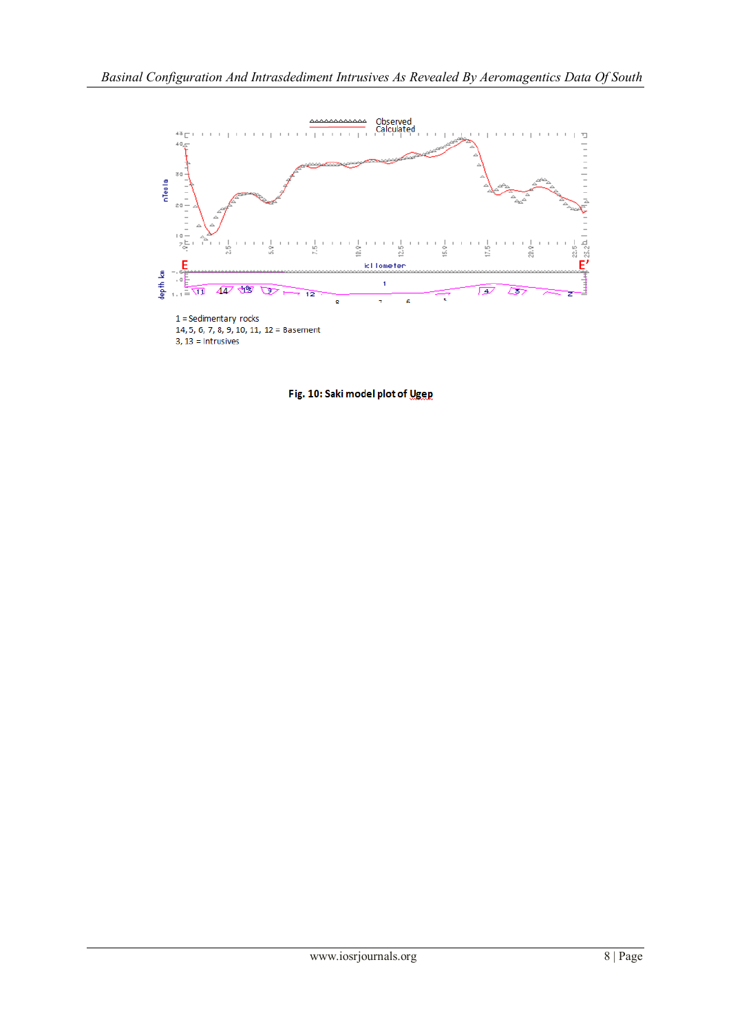Observed

Calculated

nTesla

kilometer

depth km

E

E'

1 = Sedimentary rocks

14, 5, 6, 7, 8, 9, 10, 11, 12 = Basement

3, 13 = Intrusives

Fig. 10: Saki model plot of Ugep